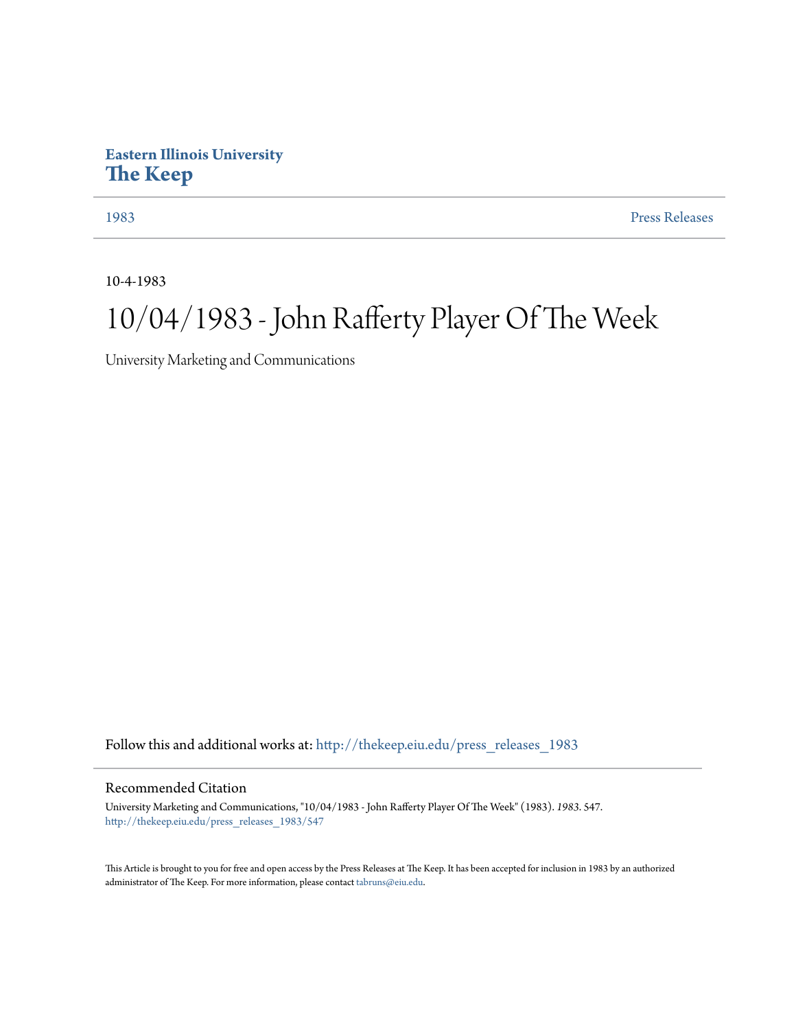**Eastern Illinois University**
**The Keep**

1983 | Press Releases

10-4-1983

# 10/04/1983 - John Rafferty Player Of The Week

University Marketing and Communications

Follow this and additional works at: http://thekeep.eiu.edu/press_releases_1983

## Recommended Citation

University Marketing and Communications, "10/04/1983 - John Rafferty Player Of The Week" (1983). *1983*. 547.
http://thekeep.eiu.edu/press_releases_1983/547

This Article is brought to you for free and open access by the Press Releases at The Keep. It has been accepted for inclusion in 1983 by an authorized administrator of The Keep. For more information, please contact tabruns@eiu.edu.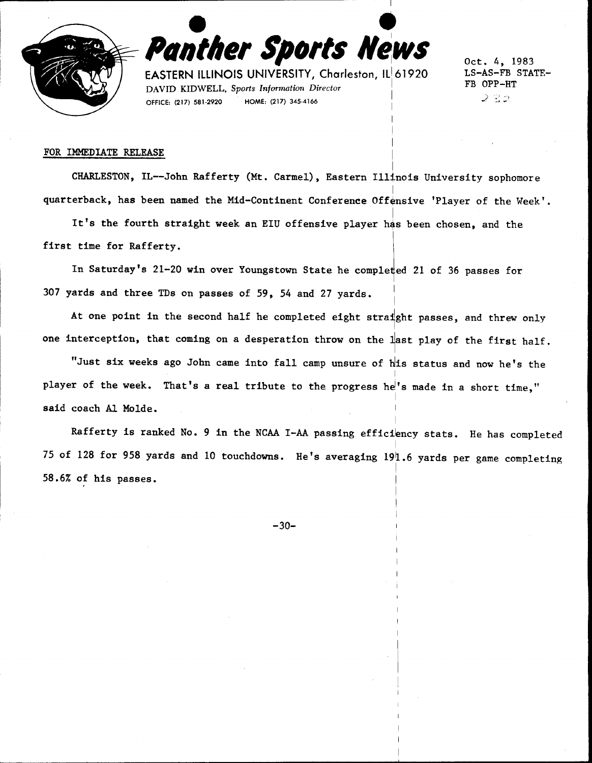# *Panther Sports News*

EASTERN ILLINOIS UNIVERSITY, Charleston, IL 61920

DAVID KIDWELL, *Sports Information Director*

OFFICE: (217) 581-2920 HOME: (217) 345-4166

Oct. 4, 1983
LS-AS-FB STATE-
FB OPP-HT

FOR IMMEDIATE RELEASE

CHARLESTON, IL--John Rafferty (Mt. Carmel), Eastern Illinois University sophomore quarterback, has been named the Mid-Continent Conference Offensive 'Player of the Week'.

It's the fourth straight week an EIU offensive player has been chosen, and the first time for Rafferty.

In Saturday's 21-20 win over Youngstown State he completed 21 of 36 passes for 307 yards and three TDs on passes of 59, 54 and 27 yards.

At one point in the second half he completed eight straight passes, and threw only one interception, that coming on a desperation throw on the last play of the first half.

"Just six weeks ago John came into fall camp unsure of his status and now he's the player of the week. That's a real tribute to the progress he's made in a short time," said coach Al Molde.

Rafferty is ranked No. 9 in the NCAA I-AA passing efficiency stats. He has completed 75 of 128 for 958 yards and 10 touchdowns. He's averaging 191.6 yards per game completing 58.6% of his passes.

-30-